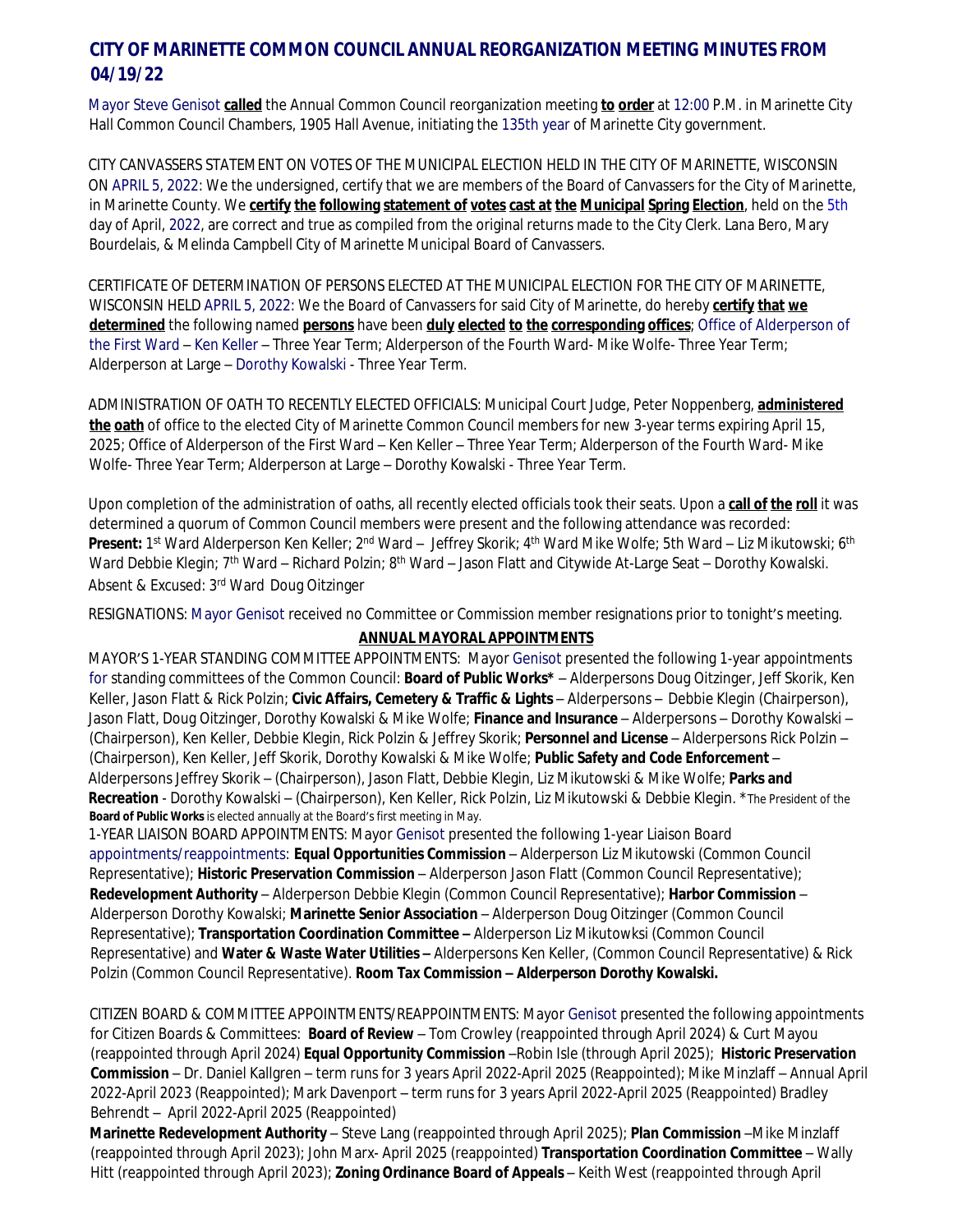# CITY OF MARINETTE COMMON COUNCIL ANNUAL REORGANIZATION MEETING MINUTES FROM 04/19/22

Mayor Steve Genisot **called** the Annual Common Council reorganization meeting **to order** at 12:00 P.M. in Marinette City Hall Common Council Chambers, 1905 Hall Avenue, initiating the 135th year of Marinette City government.

CITY CANVASSERS STATEMENT ON VOTES OF THE MUNICIPAL ELECTION HELD IN THE CITY OF MARINETTE, WISCONSIN ON APRIL 5, 2022: We the undersigned, certify that we are members of the Board of Canvassers for the City of Marinette, in Marinette County. We **certify the following statement of votes cast at the Municipal Spring Election**, held on the 5th day of April, 2022, are correct and true as compiled from the original returns made to the City Clerk. Lana Bero, Mary Bourdelais, & Melinda Campbell City of Marinette Municipal Board of Canvassers.

CERTIFICATE OF DETERMINATION OF PERSONS ELECTED AT THE MUNICIPAL ELECTION FOR THE CITY OF MARINETTE, WISCONSIN HELD APRIL 5, 2022: We the Board of Canvassers for said City of Marinette, do hereby **certify that we determined** the following named **persons** have been **duly elected to the corresponding offices**; Office of Alderperson of the First Ward – Ken Keller – Three Year Term; Alderperson of the Fourth Ward- Mike Wolfe- Three Year Term; Alderperson at Large – Dorothy Kowalski - Three Year Term.

ADMINISTRATION OF OATH TO RECENTLY ELECTED OFFICIALS: Municipal Court Judge, Peter Noppenberg, **administered the oath** of office to the elected City of Marinette Common Council members for new 3-year terms expiring April 15, 2025; Office of Alderperson of the First Ward – Ken Keller – Three Year Term; Alderperson of the Fourth Ward- Mike Wolfe- Three Year Term; Alderperson at Large – Dorothy Kowalski - Three Year Term.

Upon completion of the administration of oaths, all recently elected officials took their seats. Upon a **call of the roll** it was determined a quorum of Common Council members were present and the following attendance was recorded: **Present:** 1st Ward Alderperson Ken Keller; 2nd Ward – Jeffrey Skorik; 4th Ward Mike Wolfe; 5th Ward – Liz Mikutowski; 6th Ward Debbie Klegin; 7th Ward – Richard Polzin; 8th Ward – Jason Flatt and Citywide At-Large Seat – Dorothy Kowalski. Absent & Excused: 3rd Ward Doug Oitzinger

RESIGNATIONS: Mayor Genisot received no Committee or Commission member resignations prior to tonight's meeting.

**ANNUAL MAYORAL APPOINTMENTS**

MAYOR'S 1-YEAR STANDING COMMITTEE APPOINTMENTS: Mayor Genisot presented the following 1-year appointments for standing committees of the Common Council: **Board of Public Works*** – Alderpersons Doug Oitzinger, Jeff Skorik, Ken Keller, Jason Flatt & Rick Polzin; **Civic Affairs, Cemetery & Traffic & Lights** – Alderpersons – Debbie Klegin (Chairperson), Jason Flatt, Doug Oitzinger, Dorothy Kowalski & Mike Wolfe; **Finance and Insurance** – Alderpersons – Dorothy Kowalski – (Chairperson), Ken Keller, Debbie Klegin, Rick Polzin & Jeffrey Skorik; **Personnel and License** – Alderpersons Rick Polzin – (Chairperson), Ken Keller, Jeff Skorik, Dorothy Kowalski & Mike Wolfe; **Public Safety and Code Enforcement** – Alderpersons Jeffrey Skorik – (Chairperson), Jason Flatt, Debbie Klegin, Liz Mikutowski & Mike Wolfe; **Parks and Recreation** - Dorothy Kowalski – (Chairperson), Ken Keller, Rick Polzin, Liz Mikutowski & Debbie Klegin. *The President of the **Board of Public Works** is elected annually at the Board's first meeting in May.

1-YEAR LIAISON BOARD APPOINTMENTS: Mayor Genisot presented the following 1-year Liaison Board appointments/reappointments: **Equal Opportunities Commission** – Alderperson Liz Mikutowski (Common Council Representative); **Historic Preservation Commission** – Alderperson Jason Flatt (Common Council Representative); **Redevelopment Authority** – Alderperson Debbie Klegin (Common Council Representative); **Harbor Commission** – Alderperson Dorothy Kowalski; **Marinette Senior Association** – Alderperson Doug Oitzinger (Common Council Representative); **Transportation Coordination Committee –** Alderperson Liz Mikutowksi (Common Council Representative) and **Water & Waste Water Utilities –** Alderpersons Ken Keller, (Common Council Representative) & Rick Polzin (Common Council Representative). **Room Tax Commission – Alderperson Dorothy Kowalski.**

CITIZEN BOARD & COMMITTEE APPOINTMENTS/REAPPOINTMENTS: Mayor Genisot presented the following appointments for Citizen Boards & Committees: **Board of Review** – Tom Crowley (reappointed through April 2024) & Curt Mayou (reappointed through April 2024) **Equal Opportunity Commission** –Robin Isle (through April 2025); **Historic Preservation Commission** – Dr. Daniel Kallgren – term runs for 3 years April 2022-April 2025 (Reappointed); Mike Minzlaff – Annual April 2022-April 2023 (Reappointed); Mark Davenport – term runs for 3 years April 2022-April 2025 (Reappointed) Bradley Behrendt – April 2022-April 2025 (Reappointed)

**Marinette Redevelopment Authority** – Steve Lang (reappointed through April 2025); **Plan Commission** –Mike Minzlaff (reappointed through April 2023); John Marx- April 2025 (reappointed) **Transportation Coordination Committee** – Wally Hitt (reappointed through April 2023); **Zoning Ordinance Board of Appeals** – Keith West (reappointed through April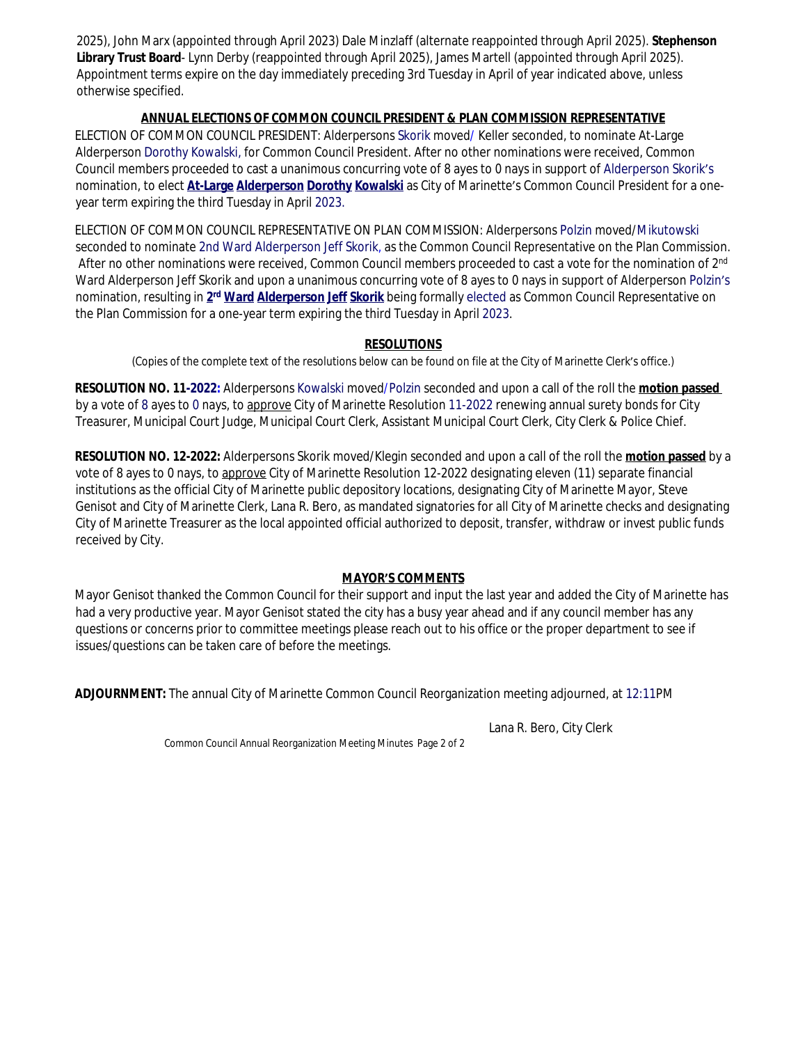2025), John Marx (appointed through April 2023) Dale Minzlaff (alternate reappointed through April 2025). **Stephenson Library Trust Board**- Lynn Derby (reappointed through April 2025), James Martell (appointed through April 2025). Appointment terms expire on the day immediately preceding 3rd Tuesday in April of year indicated above, unless otherwise specified.

## ANNUAL ELECTIONS OF COMMON COUNCIL PRESIDENT & PLAN COMMISSION REPRESENTATIVE

ELECTION OF COMMON COUNCIL PRESIDENT: Alderpersons Skorik moved/ Keller seconded, to nominate At-Large Alderperson Dorothy Kowalski, for Common Council President. After no other nominations were received, Common Council members proceeded to cast a unanimous concurring vote of 8 ayes to 0 nays in support of Alderperson Skorik's nomination, to elect **At-Large Alderperson Dorothy Kowalski** as City of Marinette's Common Council President for a one-year term expiring the third Tuesday in April 2023.

ELECTION OF COMMON COUNCIL REPRESENTATIVE ON PLAN COMMISSION: Alderpersons Polzin moved/Mikutowski seconded to nominate 2nd Ward Alderperson Jeff Skorik, as the Common Council Representative on the Plan Commission. After no other nominations were received, Common Council members proceeded to cast a vote for the nomination of 2nd Ward Alderperson Jeff Skorik and upon a unanimous concurring vote of 8 ayes to 0 nays in support of Alderperson Polzin's nomination, resulting in **2nd Ward Alderperson Jeff Skorik** being formally elected as Common Council Representative on the Plan Commission for a one-year term expiring the third Tuesday in April 2023.

## RESOLUTIONS

(Copies of the complete text of the resolutions below can be found on file at the City of Marinette Clerk's office.)

**RESOLUTION NO. 11-2022:** Alderpersons Kowalski moved/Polzin seconded and upon a call of the roll the **motion passed** by a vote of 8 ayes to 0 nays, to approve City of Marinette Resolution 11-2022 renewing annual surety bonds for City Treasurer, Municipal Court Judge, Municipal Court Clerk, Assistant Municipal Court Clerk, City Clerk & Police Chief.

**RESOLUTION NO. 12-2022:** Alderpersons Skorik moved/Klegin seconded and upon a call of the roll the **motion passed** by a vote of 8 ayes to 0 nays, to approve City of Marinette Resolution 12-2022 designating eleven (11) separate financial institutions as the official City of Marinette public depository locations, designating City of Marinette Mayor, Steve Genisot and City of Marinette Clerk, Lana R. Bero, as mandated signatories for all City of Marinette checks and designating City of Marinette Treasurer as the local appointed official authorized to deposit, transfer, withdraw or invest public funds received by City.

## MAYOR'S COMMENTS

Mayor Genisot thanked the Common Council for their support and input the last year and added the City of Marinette has had a very productive year. Mayor Genisot stated the city has a busy year ahead and if any council member has any questions or concerns prior to committee meetings please reach out to his office or the proper department to see if issues/questions can be taken care of before the meetings.

**ADJOURNMENT:** The annual City of Marinette Common Council Reorganization meeting adjourned, at 12:11PM

Lana R. Bero, City Clerk